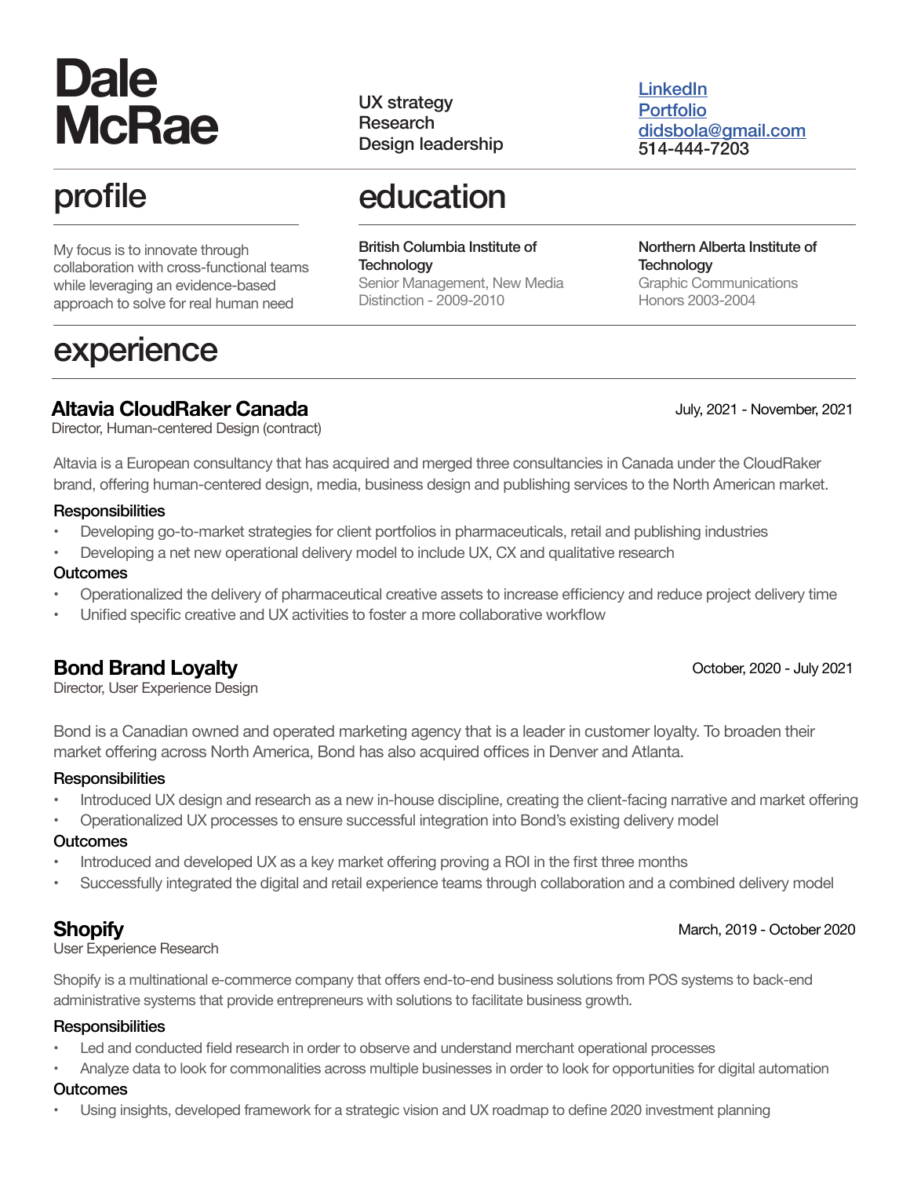# Dale McRae

UX strategy
Research
Design leadership

[LinkedIn]
[Portfolio]
didsbola@gmail.com
514-444-7203

## profile

My focus is to innovate through collaboration with cross-functional teams while leveraging an evidence-based approach to solve for real human need

## education

**British Columbia Institute of Technology**
Senior Management, New Media
Distinction - 2009-2010

**Northern Alberta Institute of Technology**
Graphic Communications
Honors 2003-2004

## experience

### Altavia CloudRaker Canada
Director, Human-centered Design (contract)
July, 2021 - November, 2021

Altavia is a European consultancy that has acquired and merged three consultancies in Canada under the CloudRaker brand, offering human-centered design, media, business design and publishing services to the North American market.

**Responsibilities**
- Developing go-to-market strategies for client portfolios in pharmaceuticals, retail and publishing industries
- Developing a net new operational delivery model to include UX, CX and qualitative research

**Outcomes**
- Operationalized the delivery of pharmaceutical creative assets to increase efficiency and reduce project delivery time
- Unified specific creative and UX activities to foster a more collaborative workflow

### Bond Brand Loyalty
Director, User Experience Design
October, 2020 - July 2021

Bond is a Canadian owned and operated marketing agency that is a leader in customer loyalty. To broaden their market offering across North America, Bond has also acquired offices in Denver and Atlanta.

**Responsibilities**
- Introduced UX design and research as a new in-house discipline, creating the client-facing narrative and market offering
- Operationalized UX processes to ensure successful integration into Bond's existing delivery model

**Outcomes**
- Introduced and developed UX as a key market offering proving a ROI in the first three months
- Successfully integrated the digital and retail experience teams through collaboration and a combined delivery model

### Shopify
User Experience Research
March, 2019 - October 2020

Shopify is a multinational e-commerce company that offers end-to-end business solutions from POS systems to back-end administrative systems that provide entrepreneurs with solutions to facilitate business growth.

**Responsibilities**
- Led and conducted field research in order to observe and understand merchant operational processes
- Analyze data to look for commonalities across multiple businesses in order to look for opportunities for digital automation

**Outcomes**
- Using insights, developed framework for a strategic vision and UX roadmap to define 2020 investment planning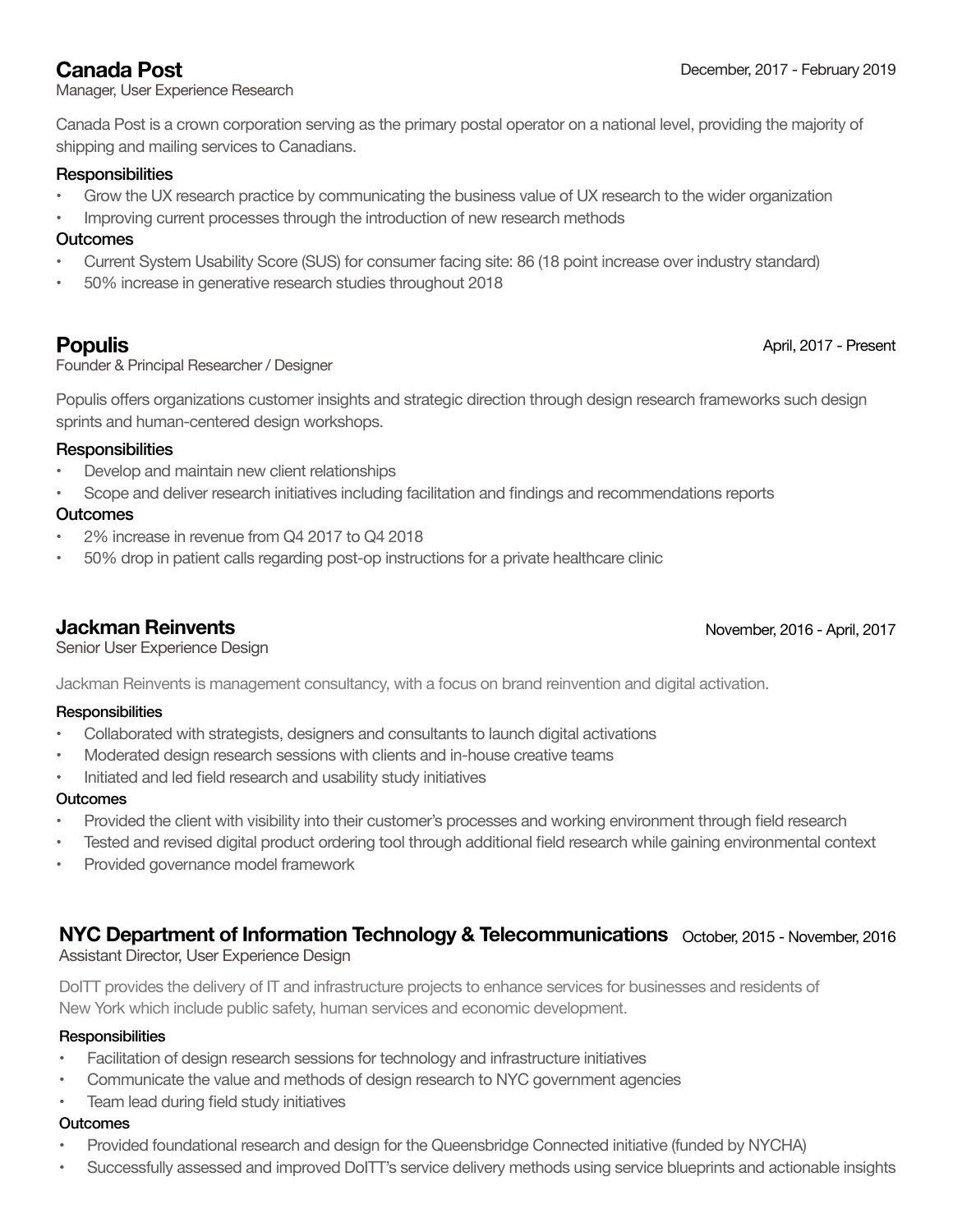## Canada Post

December, 2017 - February 2019

Manager, User Experience Research

Canada Post is a crown corporation serving as the primary postal operator on a national level, providing the majority of shipping and mailing services to Canadians.

**Responsibilities**

- Grow the UX research practice by communicating the business value of UX research to the wider organization
- Improving current processes through the introduction of new research methods

**Outcomes**

- Current System Usability Score (SUS) for consumer facing site: 86 (18 point increase over industry standard)
- 50% increase in generative research studies throughout 2018

## Populis

April, 2017 - Present

Founder & Principal Researcher / Designer

Populis offers organizations customer insights and strategic direction through design research frameworks such design sprints and human-centered design workshops.

**Responsibilities**

- Develop and maintain new client relationships
- Scope and deliver research initiatives including facilitation and findings and recommendations reports

**Outcomes**

- 2% increase in revenue from Q4 2017 to Q4 2018
- 50% drop in patient calls regarding post-op instructions for a private healthcare clinic

## Jackman Reinvents

November, 2016 - April, 2017

Senior User Experience Design

Jackman Reinvents is management consultancy, with a focus on brand reinvention and digital activation.

**Responsibilities**

- Collaborated with strategists, designers and consultants to launch digital activations
- Moderated design research sessions with clients and in-house creative teams
- Initiated and led field research and usability study initiatives

**Outcomes**

- Provided the client with visibility into their customer's processes and working environment through field research
- Tested and revised digital product ordering tool through additional field research while gaining environmental context
- Provided governance model framework

## NYC Department of Information Technology & Telecommunications

October, 2015 - November, 2016

Assistant Director, User Experience Design

DoITT provides the delivery of IT and infrastructure projects to enhance services for businesses and residents of New York which include public safety, human services and economic development.

**Responsibilities**

- Facilitation of design research sessions for technology and infrastructure initiatives
- Communicate the value and methods of design research to NYC government agencies
- Team lead during field study initiatives

**Outcomes**

- Provided foundational research and design for the Queensbridge Connected initiative (funded by NYCHA)
- Successfully assessed and improved DoITT's service delivery methods using service blueprints and actionable insights